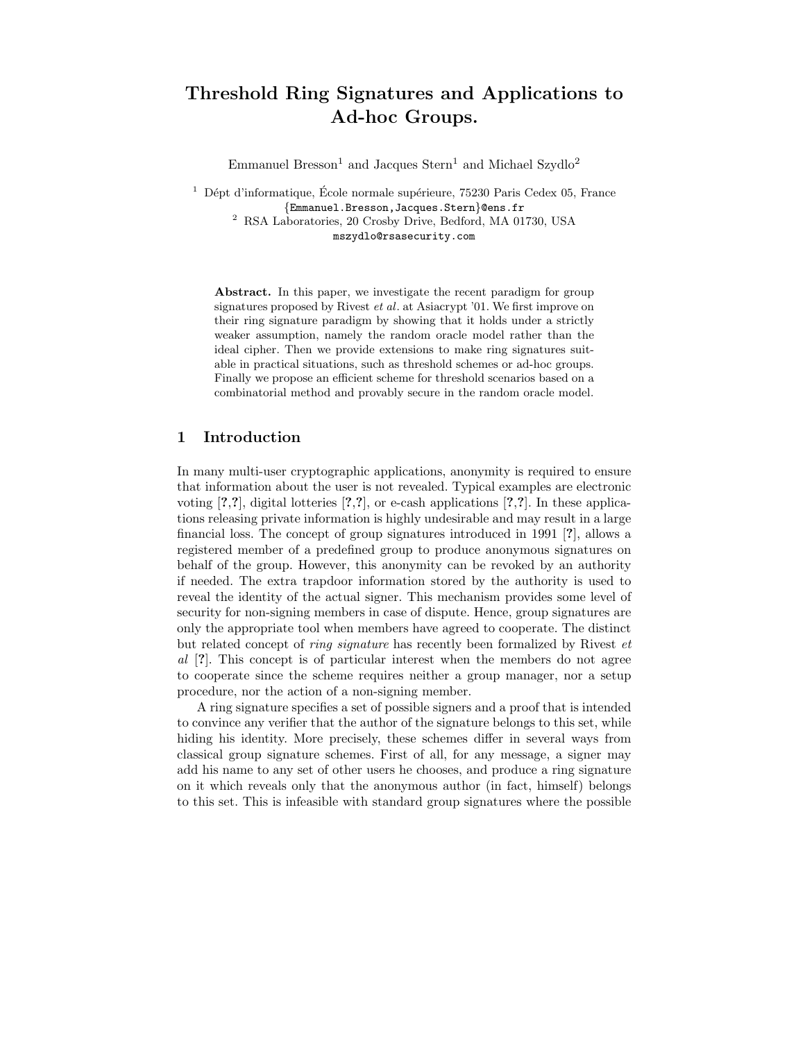# Threshold Ring Signatures and Applications to Ad-hoc Groups.

Emmanuel Bresson[1] and Jacques Stern[1] and Michael Szydlo[2]

[1] Dépt d'informatique, École normale supérieure, 75230 Paris Cedex 05, France
{Emmanuel.Bresson,Jacques.Stern}@ens.fr
[2] RSA Laboratories, 20 Crosby Drive, Bedford, MA 01730, USA
mszydlo@rsasecurity.com

**Abstract.** In this paper, we investigate the recent paradigm for group signatures proposed by Rivest *et al.* at Asiacrypt '01. We first improve on their ring signature paradigm by showing that it holds under a strictly weaker assumption, namely the random oracle model rather than the ideal cipher. Then we provide extensions to make ring signatures suitable in practical situations, such as threshold schemes or ad-hoc groups. Finally we propose an efficient scheme for threshold scenarios based on a combinatorial method and provably secure in the random oracle model.

## 1 Introduction

In many multi-user cryptographic applications, anonymity is required to ensure that information about the user is not revealed. Typical examples are electronic voting [**?**,**?**], digital lotteries [**?**,**?**], or e-cash applications [**?**,**?**]. In these applications releasing private information is highly undesirable and may result in a large financial loss. The concept of group signatures introduced in 1991 [**?**], allows a registered member of a predefined group to produce anonymous signatures on behalf of the group. However, this anonymity can be revoked by an authority if needed. The extra trapdoor information stored by the authority is used to reveal the identity of the actual signer. This mechanism provides some level of security for non-signing members in case of dispute. Hence, group signatures are only the appropriate tool when members have agreed to cooperate. The distinct but related concept of *ring signature* has recently been formalized by Rivest *et al* [**?**]. This concept is of particular interest when the members do not agree to cooperate since the scheme requires neither a group manager, nor a setup procedure, nor the action of a non-signing member.

A ring signature specifies a set of possible signers and a proof that is intended to convince any verifier that the author of the signature belongs to this set, while hiding his identity. More precisely, these schemes differ in several ways from classical group signature schemes. First of all, for any message, a signer may add his name to any set of other users he chooses, and produce a ring signature on it which reveals only that the anonymous author (in fact, himself) belongs to this set. This is infeasible with standard group signatures where the possible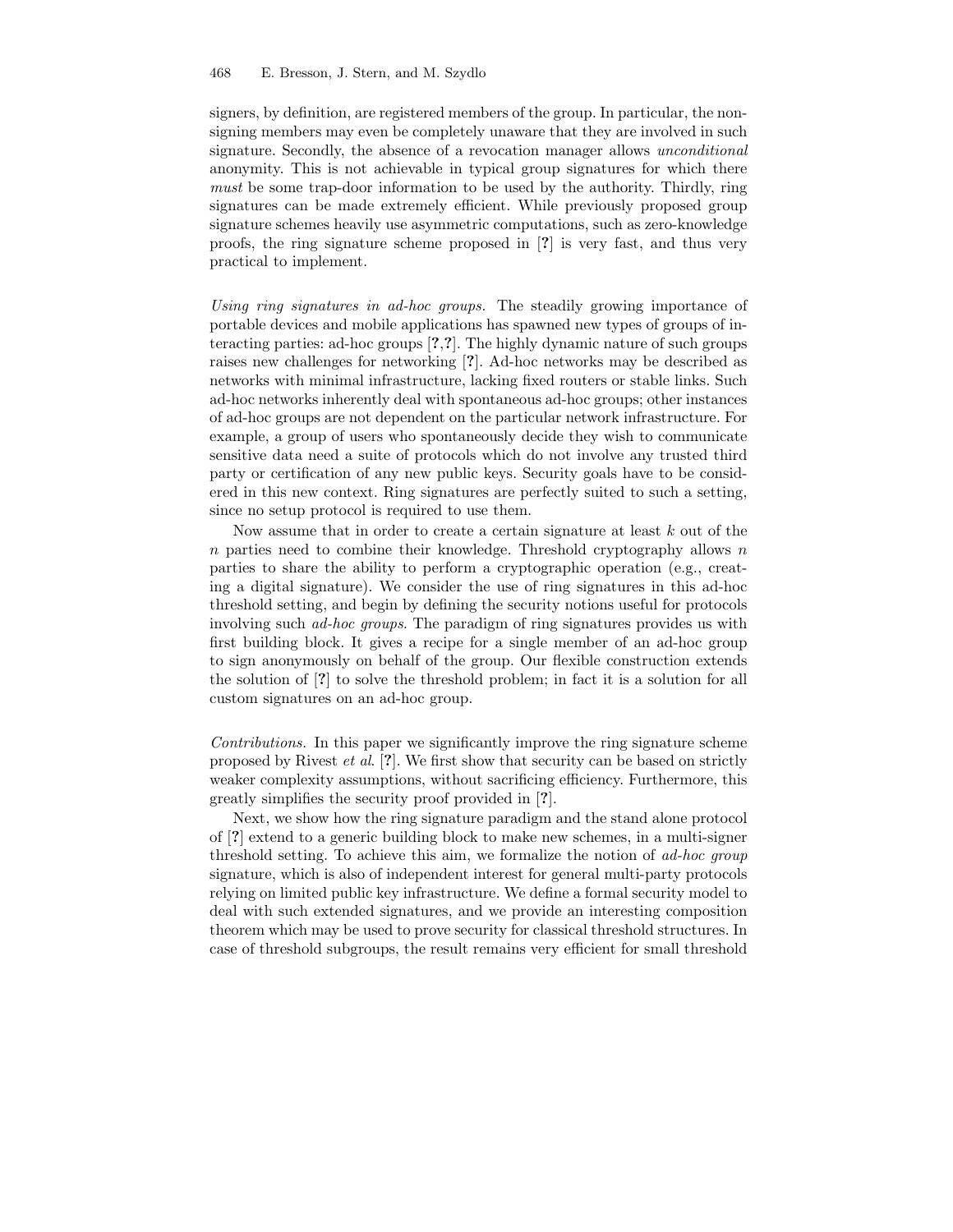signers, by definition, are registered members of the group. In particular, the non-signing members may even be completely unaware that they are involved in such signature. Secondly, the absence of a revocation manager allows *unconditional* anonymity. This is not achievable in typical group signatures for which there *must* be some trap-door information to be used by the authority. Thirdly, ring signatures can be made extremely efficient. While previously proposed group signature schemes heavily use asymmetric computations, such as zero-knowledge proofs, the ring signature scheme proposed in [**?**] is very fast, and thus very practical to implement.

*Using ring signatures in ad-hoc groups.* The steadily growing importance of portable devices and mobile applications has spawned new types of groups of interacting parties: ad-hoc groups [**?**,**?**]. The highly dynamic nature of such groups raises new challenges for networking [**?**]. Ad-hoc networks may be described as networks with minimal infrastructure, lacking fixed routers or stable links. Such ad-hoc networks inherently deal with spontaneous ad-hoc groups; other instances of ad-hoc groups are not dependent on the particular network infrastructure. For example, a group of users who spontaneously decide they wish to communicate sensitive data need a suite of protocols which do not involve any trusted third party or certification of any new public keys. Security goals have to be considered in this new context. Ring signatures are perfectly suited to such a setting, since no setup protocol is required to use them.

Now assume that in order to create a certain signature at least $k$ out of the $n$ parties need to combine their knowledge. Threshold cryptography allows $n$ parties to share the ability to perform a cryptographic operation (e.g., creating a digital signature). We consider the use of ring signatures in this ad-hoc threshold setting, and begin by defining the security notions useful for protocols involving such *ad-hoc groups*. The paradigm of ring signatures provides us with first building block. It gives a recipe for a single member of an ad-hoc group to sign anonymously on behalf of the group. Our flexible construction extends the solution of [**?**] to solve the threshold problem; in fact it is a solution for all custom signatures on an ad-hoc group.

*Contributions.* In this paper we significantly improve the ring signature scheme proposed by Rivest *et al*. [**?**]. We first show that security can be based on strictly weaker complexity assumptions, without sacrificing efficiency. Furthermore, this greatly simplifies the security proof provided in [**?**].

Next, we show how the ring signature paradigm and the stand alone protocol of [**?**] extend to a generic building block to make new schemes, in a multi-signer threshold setting. To achieve this aim, we formalize the notion of *ad-hoc group* signature, which is also of independent interest for general multi-party protocols relying on limited public key infrastructure. We define a formal security model to deal with such extended signatures, and we provide an interesting composition theorem which may be used to prove security for classical threshold structures. In case of threshold subgroups, the result remains very efficient for small threshold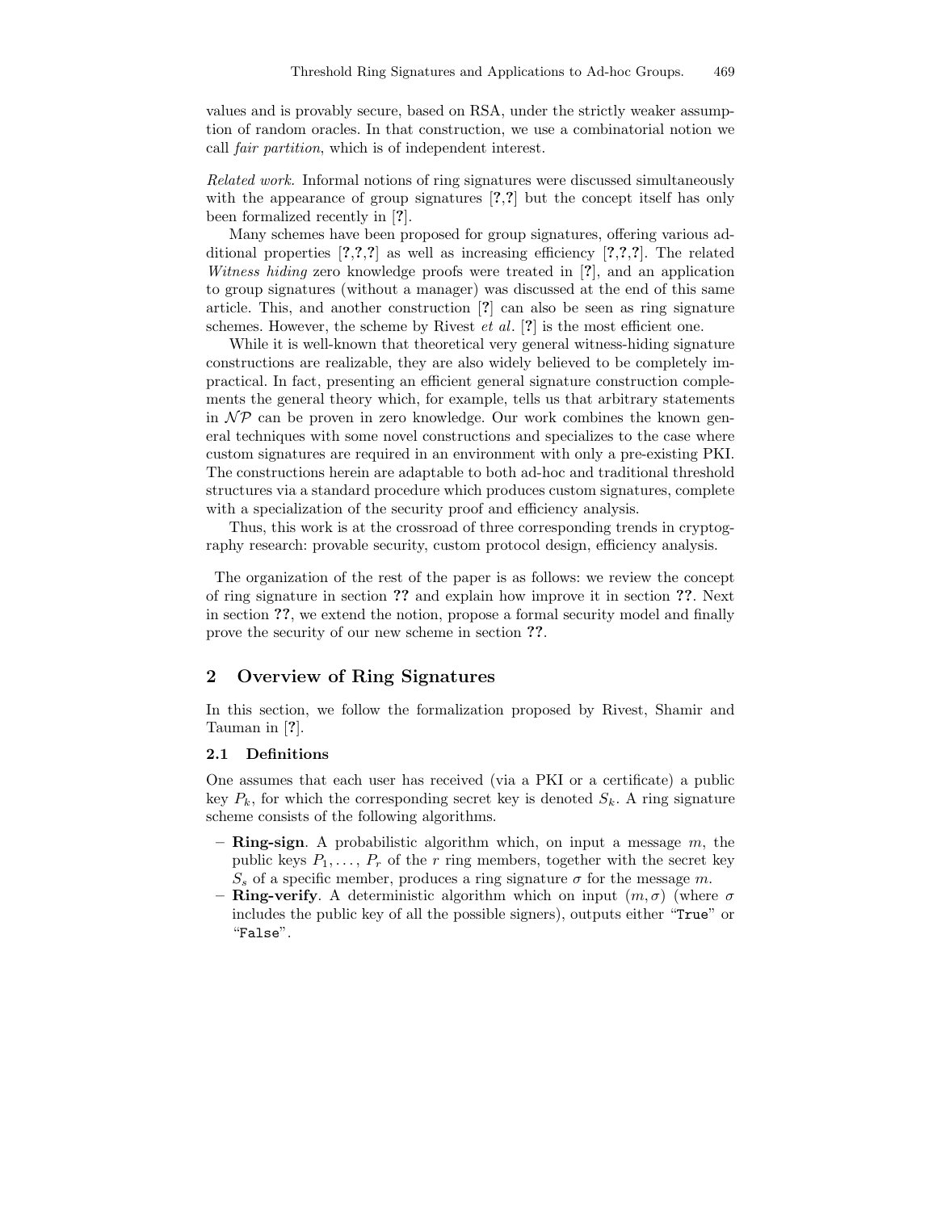values and is provably secure, based on RSA, under the strictly weaker assumption of random oracles. In that construction, we use a combinatorial notion we call *fair partition*, which is of independent interest.

*Related work.* Informal notions of ring signatures were discussed simultaneously with the appearance of group signatures [**?**,**?**] but the concept itself has only been formalized recently in [**?**].

Many schemes have been proposed for group signatures, offering various additional properties [**?**,**?**,**?**] as well as increasing efficiency [**?**,**?**,**?**]. The related *Witness hiding* zero knowledge proofs were treated in [**?**], and an application to group signatures (without a manager) was discussed at the end of this same article. This, and another construction [**?**] can also be seen as ring signature schemes. However, the scheme by Rivest *et al*. [**?**] is the most efficient one.

While it is well-known that theoretical very general witness-hiding signature constructions are realizable, they are also widely believed to be completely impractical. In fact, presenting an efficient general signature construction complements the general theory which, for example, tells us that arbitrary statements in $\mathcal{NP}$ can be proven in zero knowledge. Our work combines the known general techniques with some novel constructions and specializes to the case where custom signatures are required in an environment with only a pre-existing PKI. The constructions herein are adaptable to both ad-hoc and traditional threshold structures via a standard procedure which produces custom signatures, complete with a specialization of the security proof and efficiency analysis.

Thus, this work is at the crossroad of three corresponding trends in cryptography research: provable security, custom protocol design, efficiency analysis.

The organization of the rest of the paper is as follows: we review the concept of ring signature in section **??** and explain how improve it in section **??**. Next in section **??**, we extend the notion, propose a formal security model and finally prove the security of our new scheme in section **??**.

## 2 Overview of Ring Signatures

In this section, we follow the formalization proposed by Rivest, Shamir and Tauman in [**?**].

### 2.1 Definitions

One assumes that each user has received (via a PKI or a certificate) a public key $P_k$, for which the corresponding secret key is denoted $S_k$. A ring signature scheme consists of the following algorithms.

- **Ring-sign**. A probabilistic algorithm which, on input a message $m$, the public keys $P_1, \ldots, P_r$ of the $r$ ring members, together with the secret key $S_s$ of a specific member, produces a ring signature $\sigma$ for the message $m$.
- **Ring-verify**. A deterministic algorithm which on input $(m, \sigma)$ (where $\sigma$ includes the public key of all the possible signers), outputs either "`True`" or "`False`".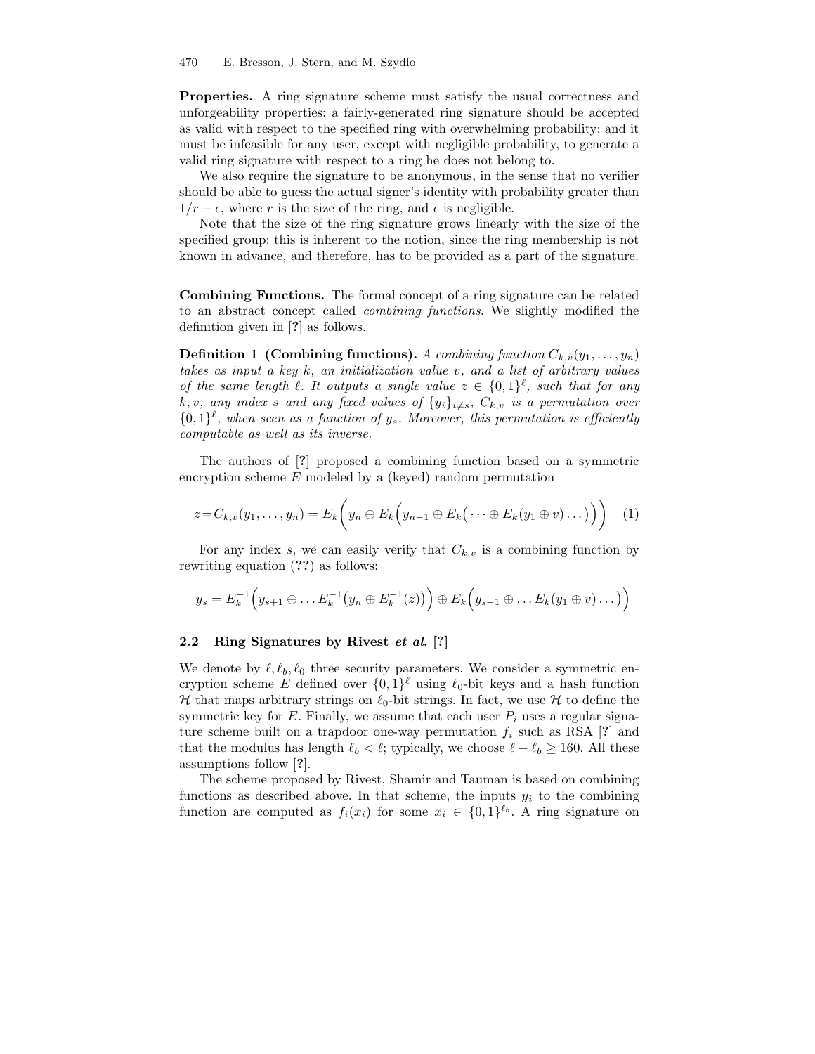**Properties.** A ring signature scheme must satisfy the usual correctness and unforgeability properties: a fairly-generated ring signature should be accepted as valid with respect to the specified ring with overwhelming probability; and it must be infeasible for any user, except with negligible probability, to generate a valid ring signature with respect to a ring he does not belong to.

We also require the signature to be anonymous, in the sense that no verifier should be able to guess the actual signer's identity with probability greater than $1/r + \epsilon$, where $r$ is the size of the ring, and $\epsilon$ is negligible.

Note that the size of the ring signature grows linearly with the size of the specified group: this is inherent to the notion, since the ring membership is not known in advance, and therefore, has to be provided as a part of the signature.

**Combining Functions.** The formal concept of a ring signature can be related to an abstract concept called *combining functions*. We slightly modified the definition given in [?] as follows.

**Definition 1 (Combining functions).** *A combining function $C_{k,v}(y_1, \ldots, y_n)$ takes as input a key $k$, an initialization value $v$, and a list of arbitrary values of the same length $\ell$. It outputs a single value $z \in \{0,1\}^\ell$, such that for any $k, v$, any index $s$ and any fixed values of $\{y_i\}_{i \neq s}$, $C_{k,v}$ is a permutation over $\{0,1\}^\ell$, when seen as a function of $y_s$. Moreover, this permutation is efficiently computable as well as its inverse.*

The authors of [?] proposed a combining function based on a symmetric encryption scheme $E$ modeled by a (keyed) random permutation

$$z = C_{k,v}(y_1, \ldots, y_n) = E_k\Big(y_n \oplus E_k\Big(y_{n-1} \oplus E_k\big(\cdots \oplus E_k(y_1 \oplus v) \ldots\big)\Big)\Big) \quad (1)$$

For any index $s$, we can easily verify that $C_{k,v}$ is a combining function by rewriting equation (??) as follows:

$$y_s = E_k^{-1}\Big(y_{s+1} \oplus \ldots E_k^{-1}\big(y_n \oplus E_k^{-1}(z)\big)\Big) \oplus E_k\Big(y_{s-1} \oplus \ldots E_k(y_1 \oplus v) \ldots\Big)$$

### 2.2 Ring Signatures by Rivest *et al.* [?]

We denote by $\ell, \ell_b, \ell_0$ three security parameters. We consider a symmetric encryption scheme $E$ defined over $\{0,1\}^\ell$ using $\ell_0$-bit keys and a hash function $\mathcal{H}$ that maps arbitrary strings on $\ell_0$-bit strings. In fact, we use $\mathcal{H}$ to define the symmetric key for $E$. Finally, we assume that each user $P_i$ uses a regular signature scheme built on a trapdoor one-way permutation $f_i$ such as RSA [?] and that the modulus has length $\ell_b < \ell$; typically, we choose $\ell - \ell_b \geq 160$. All these assumptions follow [?].

The scheme proposed by Rivest, Shamir and Tauman is based on combining functions as described above. In that scheme, the inputs $y_i$ to the combining function are computed as $f_i(x_i)$ for some $x_i \in \{0,1\}^{\ell_b}$. A ring signature on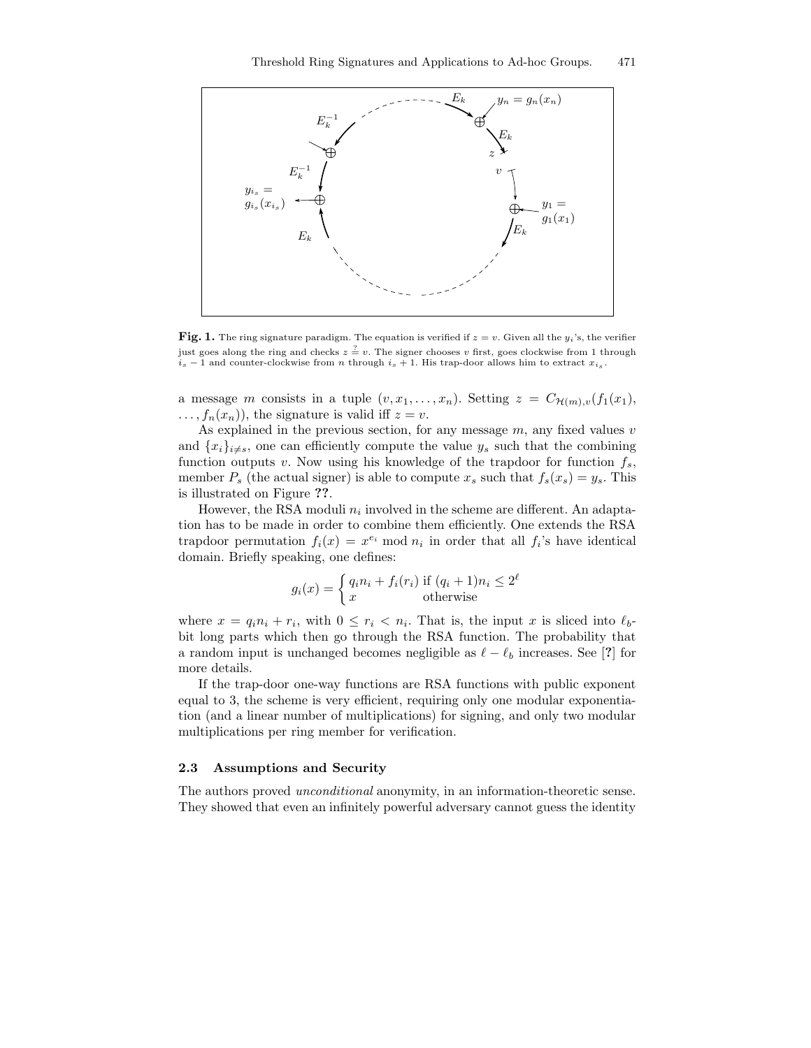**Fig. 1.** The ring signature paradigm. The equation is verified if $z = v$. Given all the $y_i$'s, the verifier just goes along the ring and checks $z \stackrel{?}{=} v$. The signer chooses $v$ first, goes clockwise from 1 through $i_s - 1$ and counter-clockwise from $n$ through $i_s + 1$. His trap-door allows him to extract $x_{i_s}$.

a message $m$ consists in a tuple $(v, x_1, \ldots, x_n)$. Setting $z = C_{\mathcal{H}(m),v}(f_1(x_1), \ldots, f_n(x_n))$, the signature is valid iff $z = v$.

As explained in the previous section, for any message $m$, any fixed values $v$ and $\{x_i\}_{i \neq s}$, one can efficiently compute the value $y_s$ such that the combining function outputs $v$. Now using his knowledge of the trapdoor for function $f_s$, member $P_s$ (the actual signer) is able to compute $x_s$ such that $f_s(x_s) = y_s$. This is illustrated on Figure **??**.

However, the RSA moduli $n_i$ involved in the scheme are different. An adaptation has to be made in order to combine them efficiently. One extends the RSA trapdoor permutation $f_i(x) = x^{e_i} \bmod n_i$ in order that all $f_i$'s have identical domain. Briefly speaking, one defines:

$$g_i(x) = \begin{cases} q_i n_i + f_i(r_i) & \text{if } (q_i + 1)n_i \leq 2^\ell \\ x & \text{otherwise} \end{cases}$$

where $x = q_i n_i + r_i$, with $0 \leq r_i < n_i$. That is, the input $x$ is sliced into $\ell_b$-bit long parts which then go through the RSA function. The probability that a random input is unchanged becomes negligible as $\ell - \ell_b$ increases. See [**?**] for more details.

If the trap-door one-way functions are RSA functions with public exponent equal to 3, the scheme is very efficient, requiring only one modular exponentiation (and a linear number of multiplications) for signing, and only two modular multiplications per ring member for verification.

### 2.3 Assumptions and Security

The authors proved *unconditional* anonymity, in an information-theoretic sense. They showed that even an infinitely powerful adversary cannot guess the identity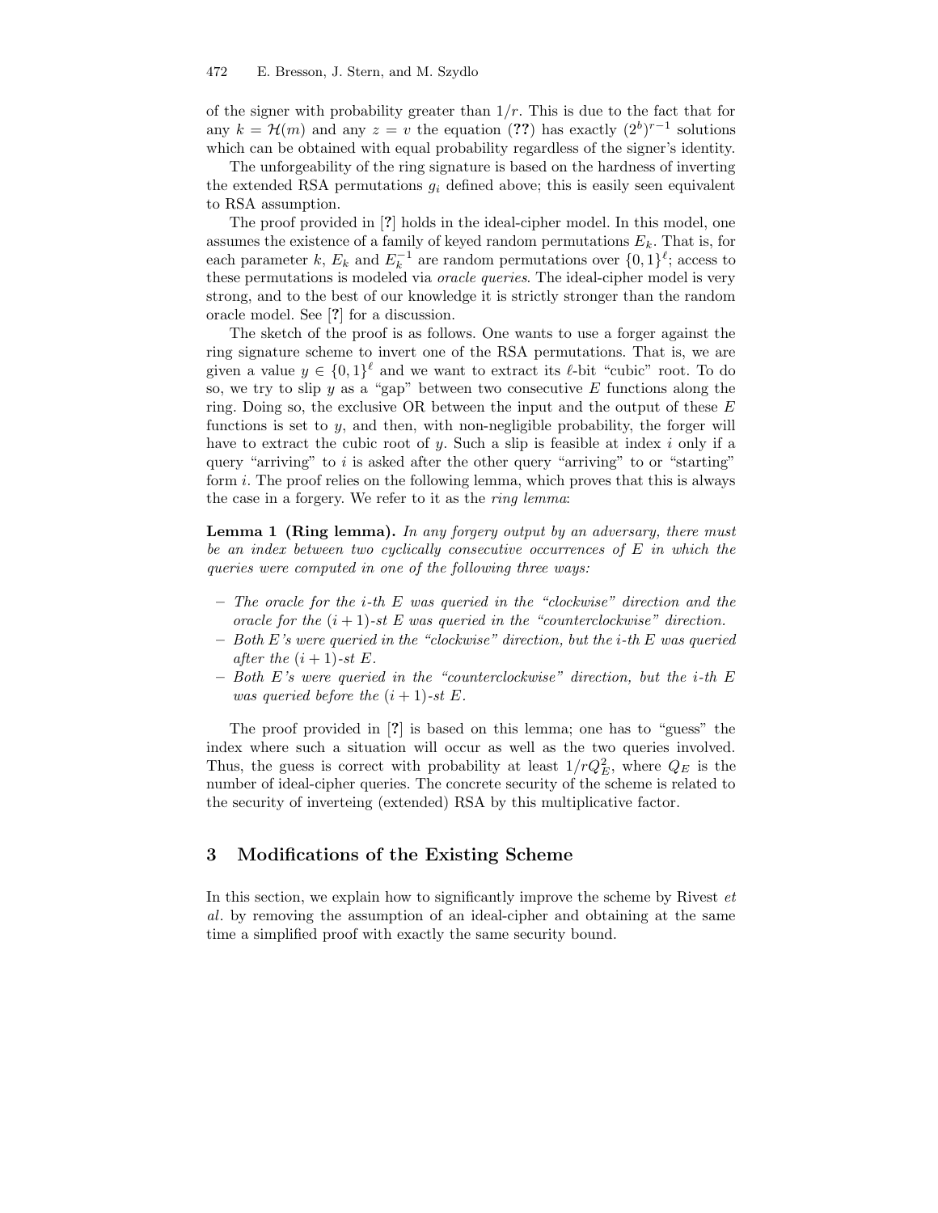of the signer with probability greater than $1/r$. This is due to the fact that for any $k = \mathcal{H}(m)$ and any $z = v$ the equation (**??**) has exactly $(2^b)^{r-1}$ solutions which can be obtained with equal probability regardless of the signer's identity.

The unforgeability of the ring signature is based on the hardness of inverting the extended RSA permutations $g_i$ defined above; this is easily seen equivalent to RSA assumption.

The proof provided in [**?**] holds in the ideal-cipher model. In this model, one assumes the existence of a family of keyed random permutations $E_k$. That is, for each parameter $k$, $E_k$ and $E_k^{-1}$ are random permutations over $\{0,1\}^\ell$; access to these permutations is modeled via *oracle queries*. The ideal-cipher model is very strong, and to the best of our knowledge it is strictly stronger than the random oracle model. See [**?**] for a discussion.

The sketch of the proof is as follows. One wants to use a forger against the ring signature scheme to invert one of the RSA permutations. That is, we are given a value $y \in \{0,1\}^\ell$ and we want to extract its $\ell$-bit "cubic" root. To do so, we try to slip $y$ as a "gap" between two consecutive $E$ functions along the ring. Doing so, the exclusive OR between the input and the output of these $E$ functions is set to $y$, and then, with non-negligible probability, the forger will have to extract the cubic root of $y$. Such a slip is feasible at index $i$ only if a query "arriving" to $i$ is asked after the other query "arriving" to or "starting" form $i$. The proof relies on the following lemma, which proves that this is always the case in a forgery. We refer to it as the *ring lemma*:

**Lemma 1 (Ring lemma).** *In any forgery output by an adversary, there must be an index between two cyclically consecutive occurrences of $E$ in which the queries were computed in one of the following three ways:*

- *The oracle for the $i$-th $E$ was queried in the "clockwise" direction and the oracle for the $(i+1)$-st $E$ was queried in the "counterclockwise" direction.*
- *Both $E$'s were queried in the "clockwise" direction, but the $i$-th $E$ was queried after the $(i+1)$-st $E$.*
- *Both $E$'s were queried in the "counterclockwise" direction, but the $i$-th $E$ was queried before the $(i+1)$-st $E$.*

The proof provided in [**?**] is based on this lemma; one has to "guess" the index where such a situation will occur as well as the two queries involved. Thus, the guess is correct with probability at least $1/rQ_E^2$, where $Q_E$ is the number of ideal-cipher queries. The concrete security of the scheme is related to the security of inverteing (extended) RSA by this multiplicative factor.

## 3 Modifications of the Existing Scheme

In this section, we explain how to significantly improve the scheme by Rivest *et al.* by removing the assumption of an ideal-cipher and obtaining at the same time a simplified proof with exactly the same security bound.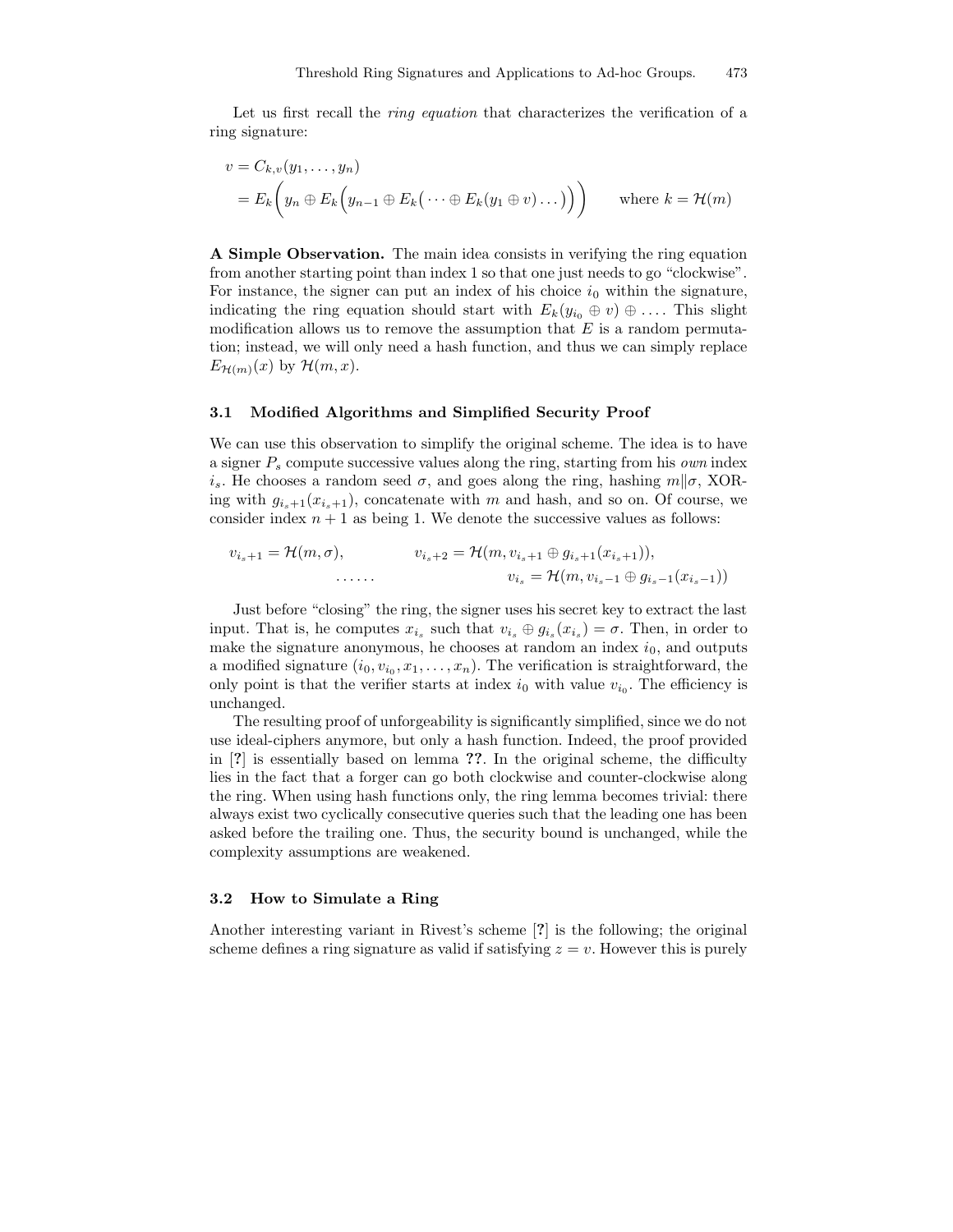Let us first recall the *ring equation* that characterizes the verification of a ring signature:

$$
\begin{aligned}
v &= C_{k,v}(y_1, \ldots, y_n) \\
&= E_k\bigg(y_n \oplus E_k\Big(y_{n-1} \oplus E_k\big(\cdots \oplus E_k(y_1 \oplus v)\ldots\big)\Big)\bigg) \qquad \text{where } k = \mathcal{H}(m)
\end{aligned}
$$

**A Simple Observation.** The main idea consists in verifying the ring equation from another starting point than index 1 so that one just needs to go "clockwise". For instance, the signer can put an index of his choice $i_0$ within the signature, indicating the ring equation should start with $E_k(y_{i_0} \oplus v) \oplus \ldots$. This slight modification allows us to remove the assumption that $E$ is a random permutation; instead, we will only need a hash function, and thus we can simply replace $E_{\mathcal{H}(m)}(x)$ by $\mathcal{H}(m, x)$.

### 3.1 Modified Algorithms and Simplified Security Proof

We can use this observation to simplify the original scheme. The idea is to have a signer $P_s$ compute successive values along the ring, starting from his *own* index $i_s$. He chooses a random seed $\sigma$, and goes along the ring, hashing $m\|\sigma$, XOR-ing with $g_{i_s+1}(x_{i_s+1})$, concatenate with $m$ and hash, and so on. Of course, we consider index $n+1$ as being 1. We denote the successive values as follows:

$$
\begin{aligned}
v_{i_s+1} = \mathcal{H}(m, \sigma), \qquad & v_{i_s+2} = \mathcal{H}(m, v_{i_s+1} \oplus g_{i_s+1}(x_{i_s+1})), \\
\ldots\ldots \qquad & v_{i_s} = \mathcal{H}(m, v_{i_s-1} \oplus g_{i_s-1}(x_{i_s-1}))
\end{aligned}
$$

Just before "closing" the ring, the signer uses his secret key to extract the last input. That is, he computes $x_{i_s}$ such that $v_{i_s} \oplus g_{i_s}(x_{i_s}) = \sigma$. Then, in order to make the signature anonymous, he chooses at random an index $i_0$, and outputs a modified signature $(i_0, v_{i_0}, x_1, \ldots, x_n)$. The verification is straightforward, the only point is that the verifier starts at index $i_0$ with value $v_{i_0}$. The efficiency is unchanged.

The resulting proof of unforgeability is significantly simplified, since we do not use ideal-ciphers anymore, but only a hash function. Indeed, the proof provided in [**?**] is essentially based on lemma **??**. In the original scheme, the difficulty lies in the fact that a forger can go both clockwise and counter-clockwise along the ring. When using hash functions only, the ring lemma becomes trivial: there always exist two cyclically consecutive queries such that the leading one has been asked before the trailing one. Thus, the security bound is unchanged, while the complexity assumptions are weakened.

### 3.2 How to Simulate a Ring

Another interesting variant in Rivest's scheme [**?**] is the following; the original scheme defines a ring signature as valid if satisfying $z = v$. However this is purely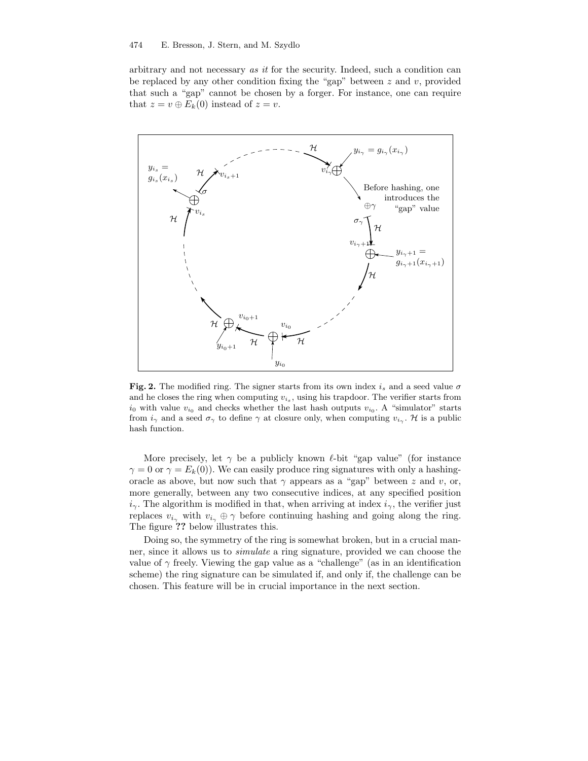arbitrary and not necessary *as it* for the security. Indeed, such a condition can be replaced by any other condition fixing the "gap" between $z$ and $v$, provided that such a "gap" cannot be chosen by a forger. For instance, one can require that $z = v \oplus E_k(0)$ instead of $z = v$.

**Fig. 2.** The modified ring. The signer starts from its own index $i_s$ and a seed value $\sigma$ and he closes the ring when computing $v_{i_s}$, using his trapdoor. The verifier starts from $i_0$ with value $v_{i_0}$ and checks whether the last hash outputs $v_{i_0}$. A "simulator" starts from $i_\gamma$ and a seed $\sigma_\gamma$ to define $\gamma$ at closure only, when computing $v_{i_\gamma}$. $\mathcal{H}$ is a public hash function.

More precisely, let $\gamma$ be a publicly known $\ell$-bit "gap value" (for instance $\gamma = 0$ or $\gamma = E_k(0)$). We can easily produce ring signatures with only a hashing-oracle as above, but now such that $\gamma$ appears as a "gap" between $z$ and $v$, or, more generally, between any two consecutive indices, at any specified position $i_\gamma$. The algorithm is modified in that, when arriving at index $i_\gamma$, the verifier just replaces $v_{i_\gamma}$ with $v_{i_\gamma} \oplus \gamma$ before continuing hashing and going along the ring. The figure **??** below illustrates this.

Doing so, the symmetry of the ring is somewhat broken, but in a crucial manner, since it allows us to *simulate* a ring signature, provided we can choose the value of $\gamma$ freely. Viewing the gap value as a "challenge" (as in an identification scheme) the ring signature can be simulated if, and only if, the challenge can be chosen. This feature will be in crucial importance in the next section.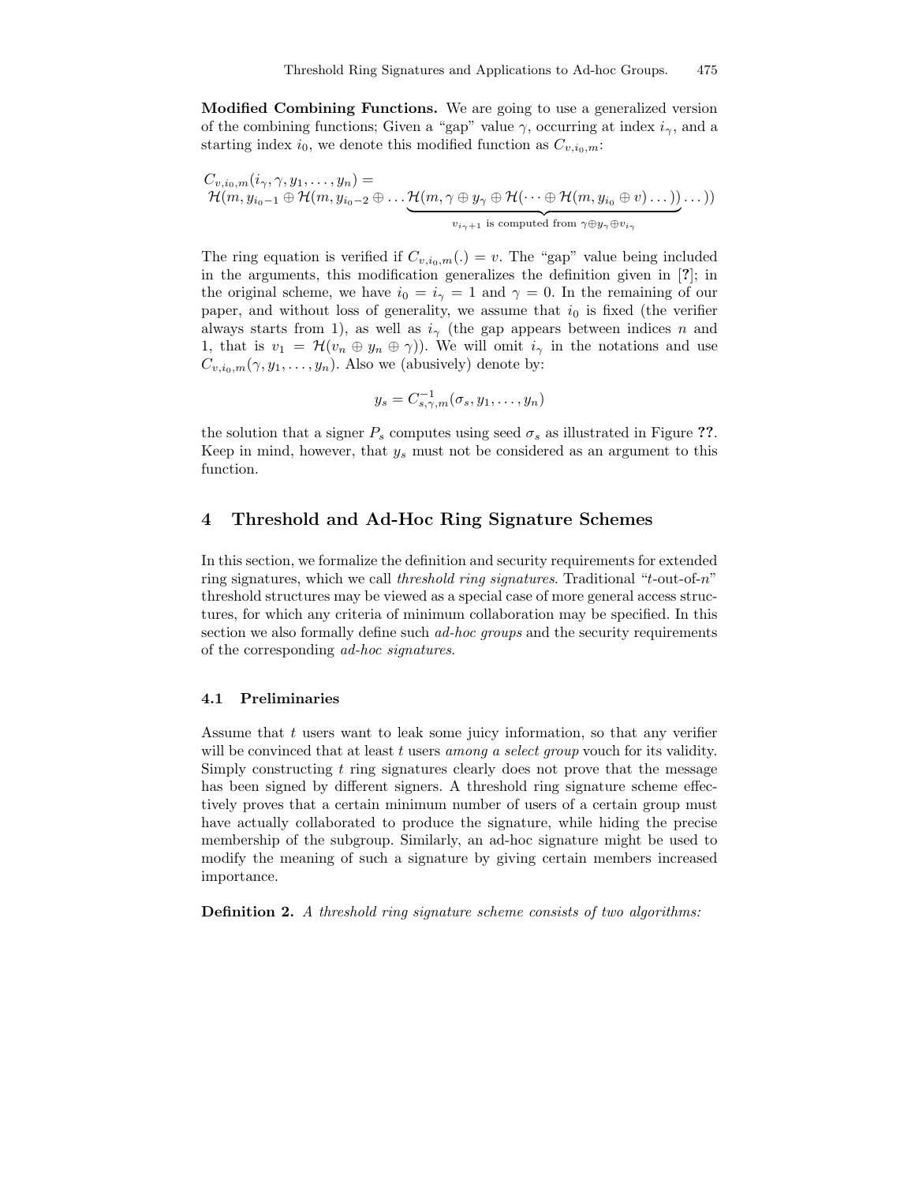**Modified Combining Functions.** We are going to use a generalized version of the combining functions; Given a "gap" value $\gamma$, occurring at index $i_\gamma$, and a starting index $i_0$, we denote this modified function as $C_{v,i_0,m}$:

$$C_{v,i_0,m}(i_\gamma, \gamma, y_1, \ldots, y_n) = \mathcal{H}(m, y_{i_0-1} \oplus \mathcal{H}(m, y_{i_0-2} \oplus \ldots \underbrace{\mathcal{H}(m, \gamma \oplus y_\gamma \oplus \mathcal{H}(\cdots \oplus \mathcal{H}(m, y_{i_0} \oplus v) \ldots))}_{v_{i_\gamma+1} \text{ is computed from } \gamma \oplus y_\gamma \oplus v_{i_\gamma}} \ldots))$$

The ring equation is verified if $C_{v,i_0,m}(.) = v$. The "gap" value being included in the arguments, this modification generalizes the definition given in [?]; in the original scheme, we have $i_0 = i_\gamma = 1$ and $\gamma = 0$. In the remaining of our paper, and without loss of generality, we assume that $i_0$ is fixed (the verifier always starts from 1), as well as $i_\gamma$ (the gap appears between indices $n$ and 1, that is $v_1 = \mathcal{H}(v_n \oplus y_n \oplus \gamma)$). We will omit $i_\gamma$ in the notations and use $C_{v,i_0,m}(\gamma, y_1, \ldots, y_n)$. Also we (abusively) denote by:

$$y_s = C^{-1}_{s,\gamma,m}(\sigma_s, y_1, \ldots, y_n)$$

the solution that a signer $P_s$ computes using seed $\sigma_s$ as illustrated in Figure **??**. Keep in mind, however, that $y_s$ must not be considered as an argument to this function.

## 4 Threshold and Ad-Hoc Ring Signature Schemes

In this section, we formalize the definition and security requirements for extended ring signatures, which we call *threshold ring signatures*. Traditional "$t$-out-of-$n$" threshold structures may be viewed as a special case of more general access structures, for which any criteria of minimum collaboration may be specified. In this section we also formally define such *ad-hoc groups* and the security requirements of the corresponding *ad-hoc signatures*.

### 4.1 Preliminaries

Assume that $t$ users want to leak some juicy information, so that any verifier will be convinced that at least $t$ users *among a select group* vouch for its validity. Simply constructing $t$ ring signatures clearly does not prove that the message has been signed by different signers. A threshold ring signature scheme effectively proves that a certain minimum number of users of a certain group must have actually collaborated to produce the signature, while hiding the precise membership of the subgroup. Similarly, an ad-hoc signature might be used to modify the meaning of such a signature by giving certain members increased importance.

**Definition 2.** *A threshold ring signature scheme consists of two algorithms:*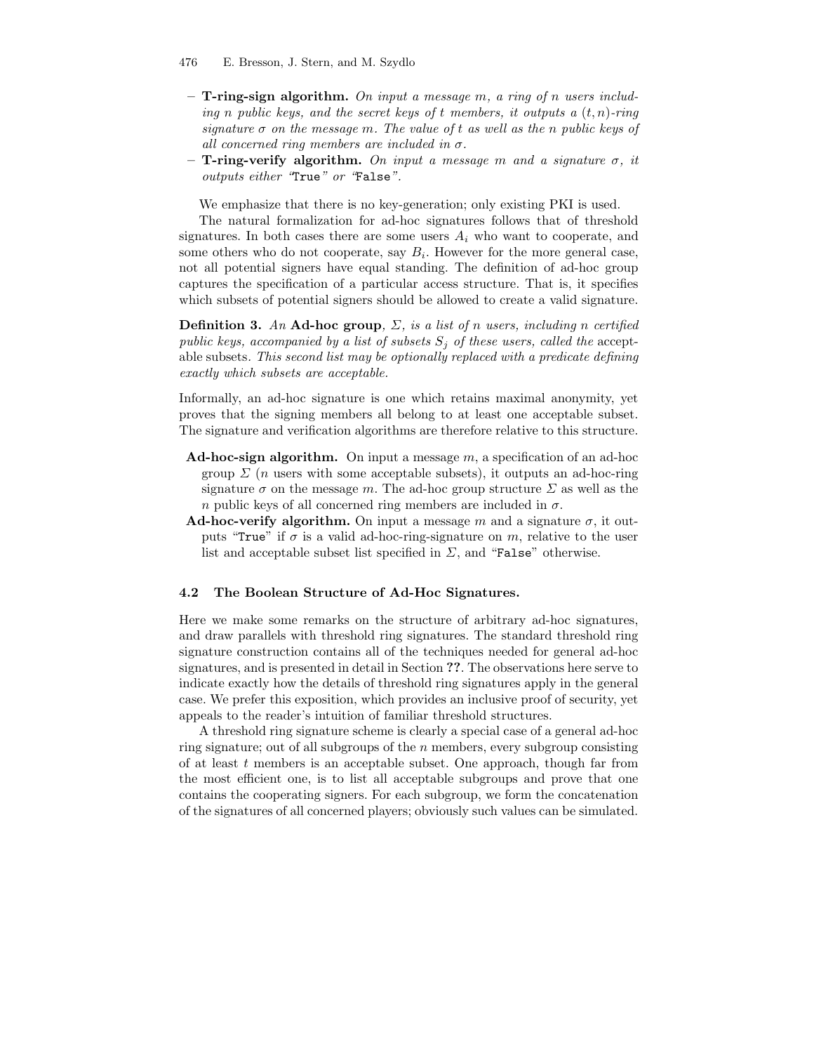- **T-ring-sign algorithm.** *On input a message $m$, a ring of $n$ users including $n$ public keys, and the secret keys of $t$ members, it outputs a $(t, n)$-ring signature $\sigma$ on the message $m$. The value of $t$ as well as the $n$ public keys of all concerned ring members are included in $\sigma$.*
- **T-ring-verify algorithm.** *On input a message $m$ and a signature $\sigma$, it outputs either "*`True`*" or "*`False`*".*

We emphasize that there is no key-generation; only existing PKI is used.

The natural formalization for ad-hoc signatures follows that of threshold signatures. In both cases there are some users $A_i$ who want to cooperate, and some others who do not cooperate, say $B_i$. However for the more general case, not all potential signers have equal standing. The definition of ad-hoc group captures the specification of a particular access structure. That is, it specifies which subsets of potential signers should be allowed to create a valid signature.

**Definition 3.** *An* **Ad-hoc group**, *$\Sigma$, is a list of $n$ users, including $n$ certified public keys, accompanied by a list of subsets $S_j$ of these users, called the* acceptable subsets. *This second list may be optionally replaced with a predicate defining exactly which subsets are acceptable.*

Informally, an ad-hoc signature is one which retains maximal anonymity, yet proves that the signing members all belong to at least one acceptable subset. The signature and verification algorithms are therefore relative to this structure.

**Ad-hoc-sign algorithm.** On input a message $m$, a specification of an ad-hoc group $\Sigma$ ($n$ users with some acceptable subsets), it outputs an ad-hoc-ring signature $\sigma$ on the message $m$. The ad-hoc group structure $\Sigma$ as well as the $n$ public keys of all concerned ring members are included in $\sigma$.

**Ad-hoc-verify algorithm.** On input a message $m$ and a signature $\sigma$, it outputs "`True`" if $\sigma$ is a valid ad-hoc-ring-signature on $m$, relative to the user list and acceptable subset list specified in $\Sigma$, and "`False`" otherwise.

### 4.2 The Boolean Structure of Ad-Hoc Signatures.

Here we make some remarks on the structure of arbitrary ad-hoc signatures, and draw parallels with threshold ring signatures. The standard threshold ring signature construction contains all of the techniques needed for general ad-hoc signatures, and is presented in detail in Section **??**. The observations here serve to indicate exactly how the details of threshold ring signatures apply in the general case. We prefer this exposition, which provides an inclusive proof of security, yet appeals to the reader's intuition of familiar threshold structures.

A threshold ring signature scheme is clearly a special case of a general ad-hoc ring signature; out of all subgroups of the $n$ members, every subgroup consisting of at least $t$ members is an acceptable subset. One approach, though far from the most efficient one, is to list all acceptable subgroups and prove that one contains the cooperating signers. For each subgroup, we form the concatenation of the signatures of all concerned players; obviously such values can be simulated.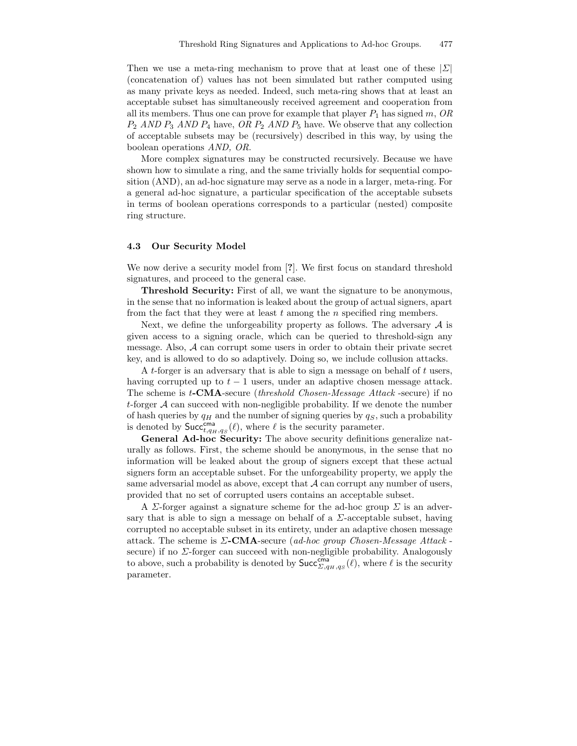Then we use a meta-ring mechanism to prove that at least one of these $|\Sigma|$ (concatenation of) values has not been simulated but rather computed using as many private keys as needed. Indeed, such meta-ring shows that at least an acceptable subset has simultaneously received agreement and cooperation from all its members. Thus one can prove for example that player $P_1$ has signed $m$, *OR* $P_2$ *AND* $P_3$ *AND* $P_4$ have, *OR* $P_2$ *AND* $P_5$ have. We observe that any collection of acceptable subsets may be (recursively) described in this way, by using the boolean operations *AND, OR*.

More complex signatures may be constructed recursively. Because we have shown how to simulate a ring, and the same trivially holds for sequential composition (AND), an ad-hoc signature may serve as a node in a larger, meta-ring. For a general ad-hoc signature, a particular specification of the acceptable subsets in terms of boolean operations corresponds to a particular (nested) composite ring structure.

### 4.3 Our Security Model

We now derive a security model from [**?**]. We first focus on standard threshold signatures, and proceed to the general case.

**Threshold Security:** First of all, we want the signature to be anonymous, in the sense that no information is leaked about the group of actual signers, apart from the fact that they were at least $t$ among the $n$ specified ring members.

Next, we define the unforgeability property as follows. The adversary $\mathcal{A}$ is given access to a signing oracle, which can be queried to threshold-sign any message. Also, $\mathcal{A}$ can corrupt some users in order to obtain their private secret key, and is allowed to do so adaptively. Doing so, we include collusion attacks.

A $t$-forger is an adversary that is able to sign a message on behalf of $t$ users, having corrupted up to $t-1$ users, under an adaptive chosen message attack. The scheme is $t$**-CMA**-secure (*threshold Chosen-Message Attack* -secure) if no $t$-forger $\mathcal{A}$ can succeed with non-negligible probability. If we denote the number of hash queries by $q_H$ and the number of signing queries by $q_S$, such a probability is denoted by $\mathsf{Succ}^{\mathsf{cma}}_{t,q_H,q_S}(\ell)$, where $\ell$ is the security parameter.

**General Ad-hoc Security:** The above security definitions generalize naturally as follows. First, the scheme should be anonymous, in the sense that no information will be leaked about the group of signers except that these actual signers form an acceptable subset. For the unforgeability property, we apply the same adversarial model as above, except that $\mathcal{A}$ can corrupt any number of users, provided that no set of corrupted users contains an acceptable subset.

A $\Sigma$-forger against a signature scheme for the ad-hoc group $\Sigma$ is an adversary that is able to sign a message on behalf of a $\Sigma$-acceptable subset, having corrupted no acceptable subset in its entirety, under an adaptive chosen message attack. The scheme is $\Sigma$**-CMA**-secure (*ad-hoc group Chosen-Message Attack* -secure) if no $\Sigma$-forger can succeed with non-negligible probability. Analogously to above, such a probability is denoted by $\mathsf{Succ}^{\mathsf{cma}}_{\Sigma,q_H,q_S}(\ell)$, where $\ell$ is the security parameter.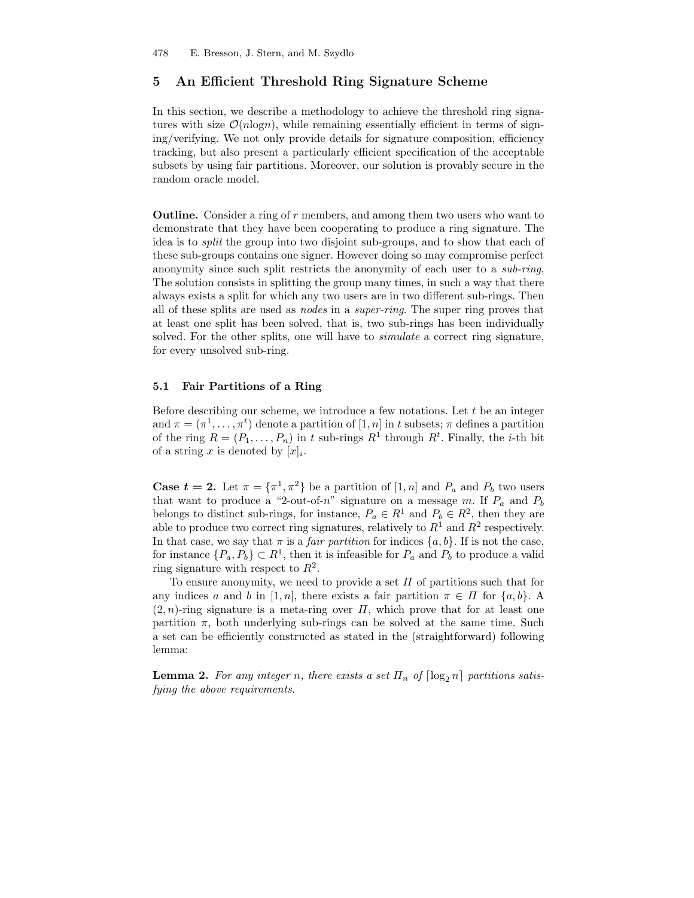## 5 An Efficient Threshold Ring Signature Scheme

In this section, we describe a methodology to achieve the threshold ring signatures with size $\mathcal{O}(n\log n)$, while remaining essentially efficient in terms of signing/verifying. We not only provide details for signature composition, efficiency tracking, but also present a particularly efficient specification of the acceptable subsets by using fair partitions. Moreover, our solution is provably secure in the random oracle model.

**Outline.** Consider a ring of $r$ members, and among them two users who want to demonstrate that they have been cooperating to produce a ring signature. The idea is to *split* the group into two disjoint sub-groups, and to show that each of these sub-groups contains one signer. However doing so may compromise perfect anonymity since such split restricts the anonymity of each user to a *sub-ring*. The solution consists in splitting the group many times, in such a way that there always exists a split for which any two users are in two different sub-rings. Then all of these splits are used as *nodes* in a *super-ring*. The super ring proves that at least one split has been solved, that is, two sub-rings has been individually solved. For the other splits, one will have to *simulate* a correct ring signature, for every unsolved sub-ring.

### 5.1 Fair Partitions of a Ring

Before describing our scheme, we introduce a few notations. Let $t$ be an integer and $\pi = (\pi^1, \ldots, \pi^t)$ denote a partition of $[1, n]$ in $t$ subsets; $\pi$ defines a partition of the ring $R = (P_1, \ldots, P_n)$ in $t$ sub-rings $R^1$ through $R^t$. Finally, the $i$-th bit of a string $x$ is denoted by $[x]_i$.

**Case $t = 2$.** Let $\pi = \{\pi^1, \pi^2\}$ be a partition of $[1, n]$ and $P_a$ and $P_b$ two users that want to produce a "2-out-of-$n$" signature on a message $m$. If $P_a$ and $P_b$ belongs to distinct sub-rings, for instance, $P_a \in R^1$ and $P_b \in R^2$, then they are able to produce two correct ring signatures, relatively to $R^1$ and $R^2$ respectively. In that case, we say that $\pi$ is a *fair partition* for indices $\{a, b\}$. If is not the case, for instance $\{P_a, P_b\} \subset R^1$, then it is infeasible for $P_a$ and $P_b$ to produce a valid ring signature with respect to $R^2$.

To ensure anonymity, we need to provide a set $\Pi$ of partitions such that for any indices $a$ and $b$ in $[1, n]$, there exists a fair partition $\pi \in \Pi$ for $\{a, b\}$. A $(2, n)$-ring signature is a meta-ring over $\Pi$, which prove that for at least one partition $\pi$, both underlying sub-rings can be solved at the same time. Such a set can be efficiently constructed as stated in the (straightforward) following lemma:

**Lemma 2.** *For any integer $n$, there exists a set $\Pi_n$ of $\lceil \log_2 n \rceil$ partitions satisfying the above requirements.*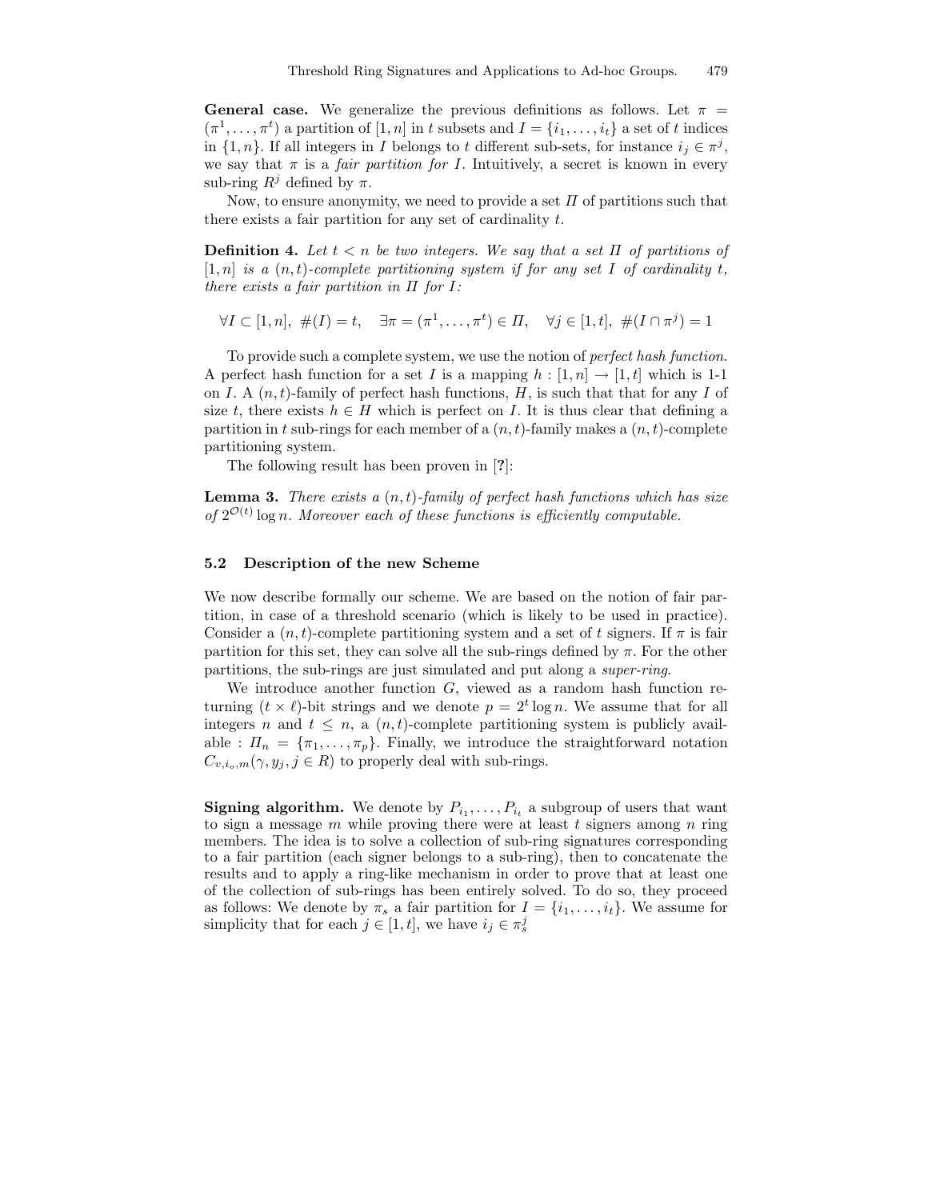**General case.** We generalize the previous definitions as follows. Let $\pi = (\pi^1, \ldots, \pi^t)$ a partition of $[1, n]$ in $t$ subsets and $I = \{i_1, \ldots, i_t\}$ a set of $t$ indices in $\{1, n\}$. If all integers in $I$ belongs to $t$ different sub-sets, for instance $i_j \in \pi^j$, we say that $\pi$ is a *fair partition for I*. Intuitively, a secret is known in every sub-ring $R^j$ defined by $\pi$.

Now, to ensure anonymity, we need to provide a set $\Pi$ of partitions such that there exists a fair partition for any set of cardinality $t$.

**Definition 4.** *Let $t < n$ be two integers. We say that a set $\Pi$ of partitions of $[1, n]$ is a $(n, t)$-complete partitioning system if for any set $I$ of cardinality $t$, there exists a fair partition in $\Pi$ for $I$:*

$$\forall I \subset [1, n],\ \#(I) = t, \quad \exists \pi = (\pi^1, \ldots, \pi^t) \in \Pi, \quad \forall j \in [1, t],\ \#(I \cap \pi^j) = 1$$

To provide such a complete system, we use the notion of *perfect hash function*. A perfect hash function for a set $I$ is a mapping $h : [1, n] \to [1, t]$ which is 1-1 on $I$. A $(n, t)$-family of perfect hash functions, $H$, is such that that for any $I$ of size $t$, there exists $h \in H$ which is perfect on $I$. It is thus clear that defining a partition in $t$ sub-rings for each member of a $(n, t)$-family makes a $(n, t)$-complete partitioning system.

The following result has been proven in [**?**]:

**Lemma 3.** *There exists a $(n, t)$-family of perfect hash functions which has size of $2^{\mathcal{O}(t)} \log n$. Moreover each of these functions is efficiently computable.*

### 5.2 Description of the new Scheme

We now describe formally our scheme. We are based on the notion of fair partition, in case of a threshold scenario (which is likely to be used in practice). Consider a $(n, t)$-complete partitioning system and a set of $t$ signers. If $\pi$ is fair partition for this set, they can solve all the sub-rings defined by $\pi$. For the other partitions, the sub-rings are just simulated and put along a *super-ring*.

We introduce another function $G$, viewed as a random hash function returning $(t \times \ell)$-bit strings and we denote $p = 2^t \log n$. We assume that for all integers $n$ and $t \leq n$, a $(n, t)$-complete partitioning system is publicly available : $\Pi_n = \{\pi_1, \ldots, \pi_p\}$. Finally, we introduce the straightforward notation $C_{v,i_o,m}(\gamma, y_j, j \in R)$ to properly deal with sub-rings.

**Signing algorithm.** We denote by $P_{i_1}, \ldots, P_{i_t}$ a subgroup of users that want to sign a message $m$ while proving there were at least $t$ signers among $n$ ring members. The idea is to solve a collection of sub-ring signatures corresponding to a fair partition (each signer belongs to a sub-ring), then to concatenate the results and to apply a ring-like mechanism in order to prove that at least one of the collection of sub-rings has been entirely solved. To do so, they proceed as follows: We denote by $\pi_s$ a fair partition for $I = \{i_1, \ldots, i_t\}$. We assume for simplicity that for each $j \in [1, t]$, we have $i_j \in \pi_s^j$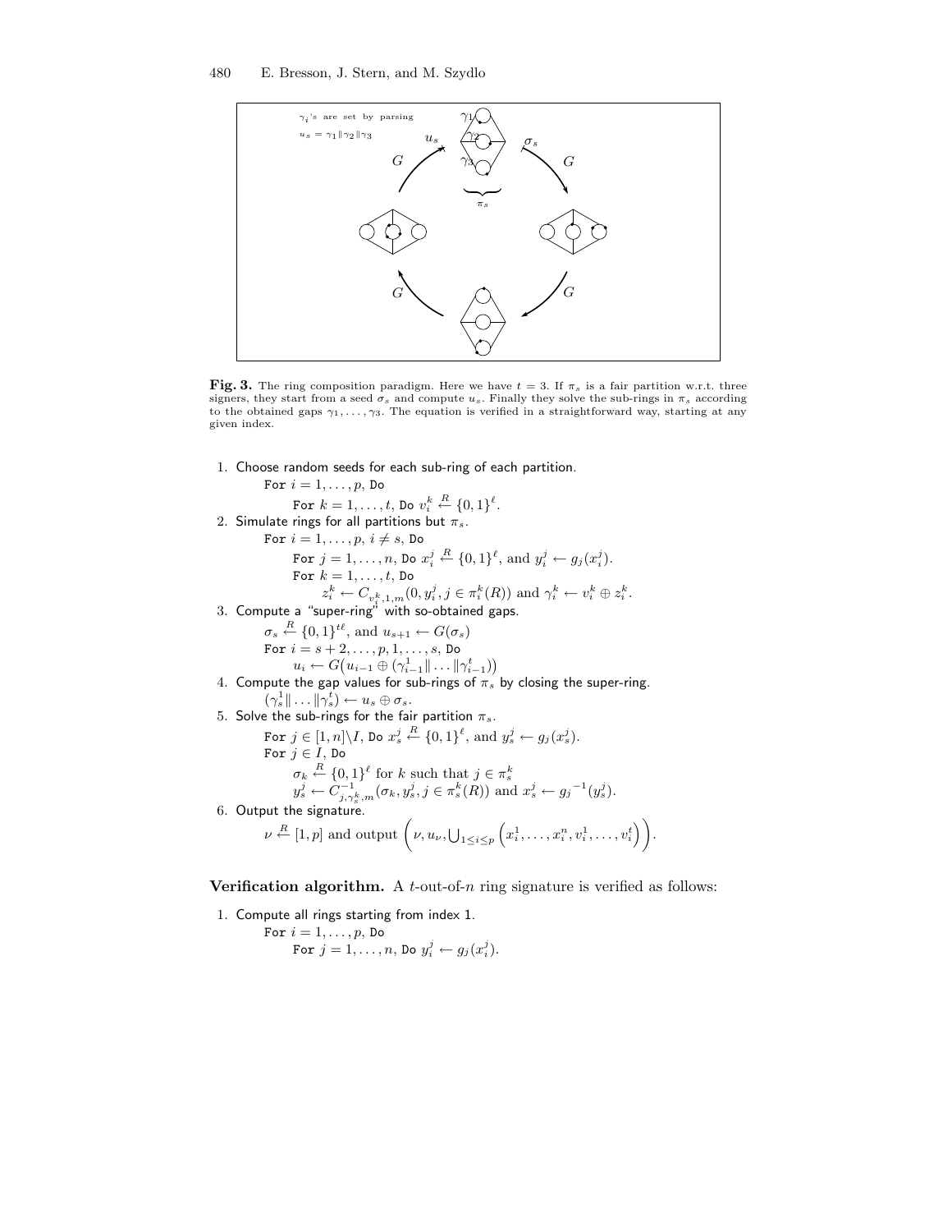**Fig. 3.** The ring composition paradigm. Here we have $t = 3$. If $\pi_s$ is a fair partition w.r.t. three signers, they start from a seed $\sigma_s$ and compute $u_s$. Finally they solve the sub-rings in $\pi_s$ according to the obtained gaps $\gamma_1, \ldots, \gamma_3$. The equation is verified in a straightforward way, starting at any given index.

1. Choose random seeds for each sub-ring of each partition.
   - For $i = 1, \ldots, p$, Do
     - For $k = 1, \ldots, t$, Do $v_i^k \stackrel{R}{\leftarrow} \{0,1\}^\ell$.
2. Simulate rings for all partitions but $\pi_s$.
   - For $i = 1, \ldots, p$, $i \neq s$, Do
     - For $j = 1, \ldots, n$, Do $x_i^j \stackrel{R}{\leftarrow} \{0,1\}^\ell$, and $y_i^j \leftarrow g_j(x_i^j)$.
     - For $k = 1, \ldots, t$, Do
       - $z_i^k \leftarrow C_{v_i^k,1,m}(0, y_i^j, j \in \pi_i^k(R))$ and $\gamma_i^k \leftarrow v_i^k \oplus z_i^k$.
3. Compute a "super-ring" with so-obtained gaps.
   - $\sigma_s \stackrel{R}{\leftarrow} \{0,1\}^{t\ell}$, and $u_{s+1} \leftarrow G(\sigma_s)$
   - For $i = s+2, \ldots, p, 1, \ldots, s$, Do
     - $u_i \leftarrow G\big(u_{i-1} \oplus (\gamma_{i-1}^1 \| \ldots \| \gamma_{i-1}^t)\big)$
4. Compute the gap values for sub-rings of $\pi_s$ by closing the super-ring.
   - $(\gamma_s^1 \| \ldots \| \gamma_s^t) \leftarrow u_s \oplus \sigma_s$.
5. Solve the sub-rings for the fair partition $\pi_s$.
   - For $j \in [1,n] \backslash I$, Do $x_s^j \stackrel{R}{\leftarrow} \{0,1\}^\ell$, and $y_s^j \leftarrow g_j(x_s^j)$.
   - For $j \in I$, Do
     - $\sigma_k \stackrel{R}{\leftarrow} \{0,1\}^\ell$ for $k$ such that $j \in \pi_s^k$
     - $y_s^j \leftarrow C^{-1}_{j,\gamma_s^k,m}(\sigma_k, y_s^j, j \in \pi_s^k(R))$ and $x_s^j \leftarrow {g_j}^{-1}(y_s^j)$.
6. Output the signature.
   - $\nu \stackrel{R}{\leftarrow} [1,p]$ and output $\left(\nu, u_\nu, \bigcup_{1 \le i \le p}\left(x_i^1, \ldots, x_i^n, v_i^1, \ldots, v_i^t\right)\right)$.

**Verification algorithm.** A $t$-out-of-$n$ ring signature is verified as follows:

1. Compute all rings starting from index 1.
   - For $i = 1, \ldots, p$, Do
     - For $j = 1, \ldots, n$, Do $y_i^j \leftarrow g_j(x_i^j)$.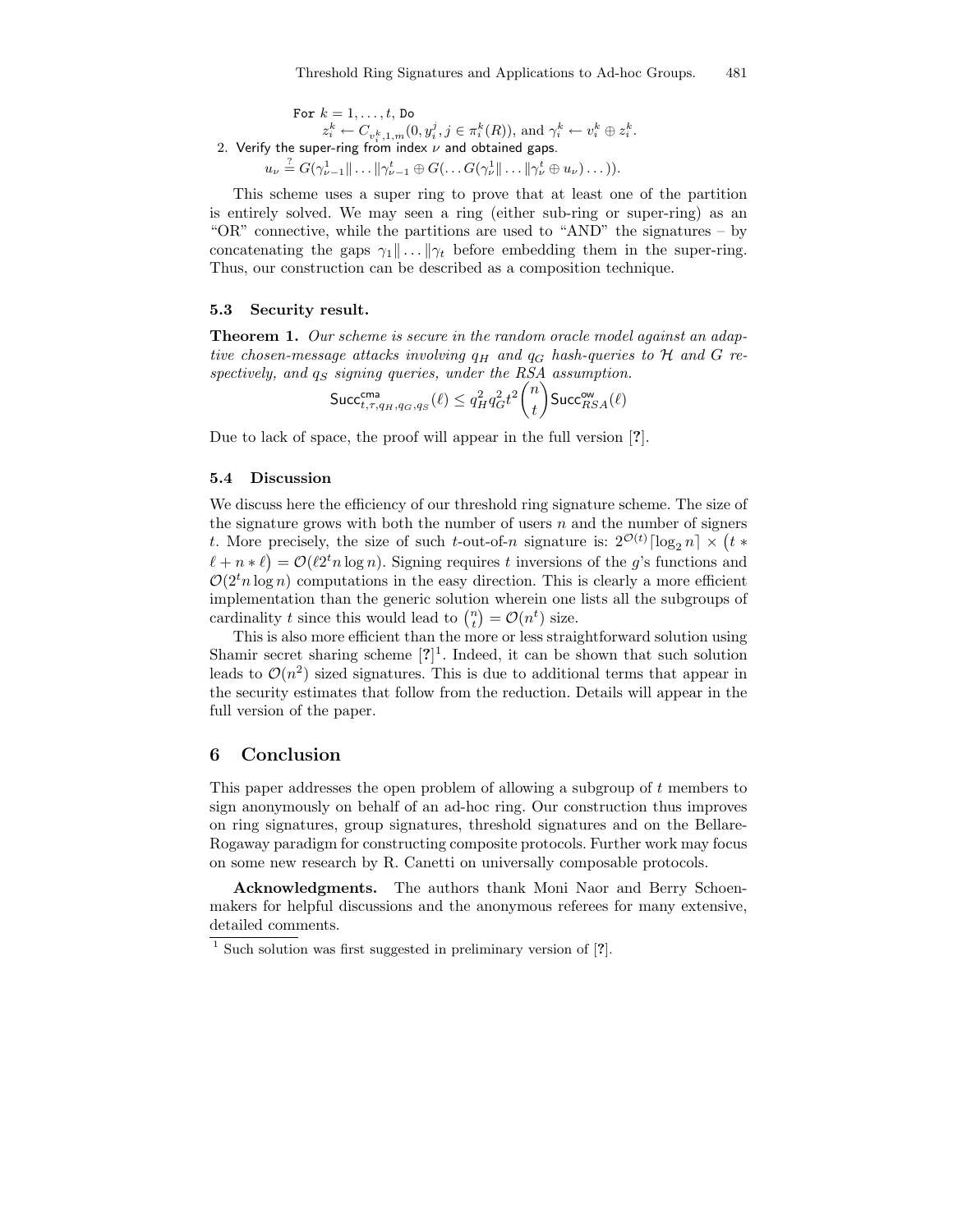For $k = 1, \ldots, t$, Do

$z_i^k \leftarrow C_{v_i^k,1,m}(0, y_i^j, j \in \pi_i^k(R))$, and $\gamma_i^k \leftarrow v_i^k \oplus z_i^k$.

2. Verify the super-ring from index $\nu$ and obtained gaps.

$u_\nu \stackrel{?}{=} G(\gamma_{\nu-1}^1 \| \ldots \| \gamma_{\nu-1}^t \oplus G(\ldots G(\gamma_\nu^1 \| \ldots \| \gamma_\nu^t \oplus u_\nu) \ldots))$.

This scheme uses a super ring to prove that at least one of the partition is entirely solved. We may seen a ring (either sub-ring or super-ring) as an "OR" connective, while the partitions are used to "AND" the signatures – by concatenating the gaps $\gamma_1 \| \ldots \| \gamma_t$ before embedding them in the super-ring. Thus, our construction can be described as a composition technique.

### 5.3 Security result.

**Theorem 1.** *Our scheme is secure in the random oracle model against an adaptive chosen-message attacks involving $q_H$ and $q_G$ hash-queries to $\mathcal{H}$ and $G$ respectively, and $q_S$ signing queries, under the RSA assumption.*

$$\mathsf{Succ}^{\mathsf{cma}}_{t,\tau,q_H,q_G,q_S}(\ell) \leq q_H^2 q_G^2 t^2 \binom{n}{t} \mathsf{Succ}^{\mathsf{ow}}_{RSA}(\ell)$$

Due to lack of space, the proof will appear in the full version [**?**].

### 5.4 Discussion

We discuss here the efficiency of our threshold ring signature scheme. The size of the signature grows with both the number of users $n$ and the number of signers $t$. More precisely, the size of such $t$-out-of-$n$ signature is: $2^{\mathcal{O}(t)} \lceil \log_2 n \rceil \times (t * \ell + n * \ell) = \mathcal{O}(\ell 2^t n \log n)$. Signing requires $t$ inversions of the $g$'s functions and $\mathcal{O}(2^t n \log n)$ computations in the easy direction. This is clearly a more efficient implementation than the generic solution wherein one lists all the subgroups of cardinality $t$ since this would lead to $\binom{n}{t} = \mathcal{O}(n^t)$ size.

This is also more efficient than the more or less straightforward solution using Shamir secret sharing scheme [**?**][1]. Indeed, it can be shown that such solution leads to $\mathcal{O}(n^2)$ sized signatures. This is due to additional terms that appear in the security estimates that follow from the reduction. Details will appear in the full version of the paper.

## 6 Conclusion

This paper addresses the open problem of allowing a subgroup of $t$ members to sign anonymously on behalf of an ad-hoc ring. Our construction thus improves on ring signatures, group signatures, threshold signatures and on the Bellare-Rogaway paradigm for constructing composite protocols. Further work may focus on some new research by R. Canetti on universally composable protocols.

**Acknowledgments.** The authors thank Moni Naor and Berry Schoenmakers for helpful discussions and the anonymous referees for many extensive, detailed comments.

[1] Such solution was first suggested in preliminary version of [**?**].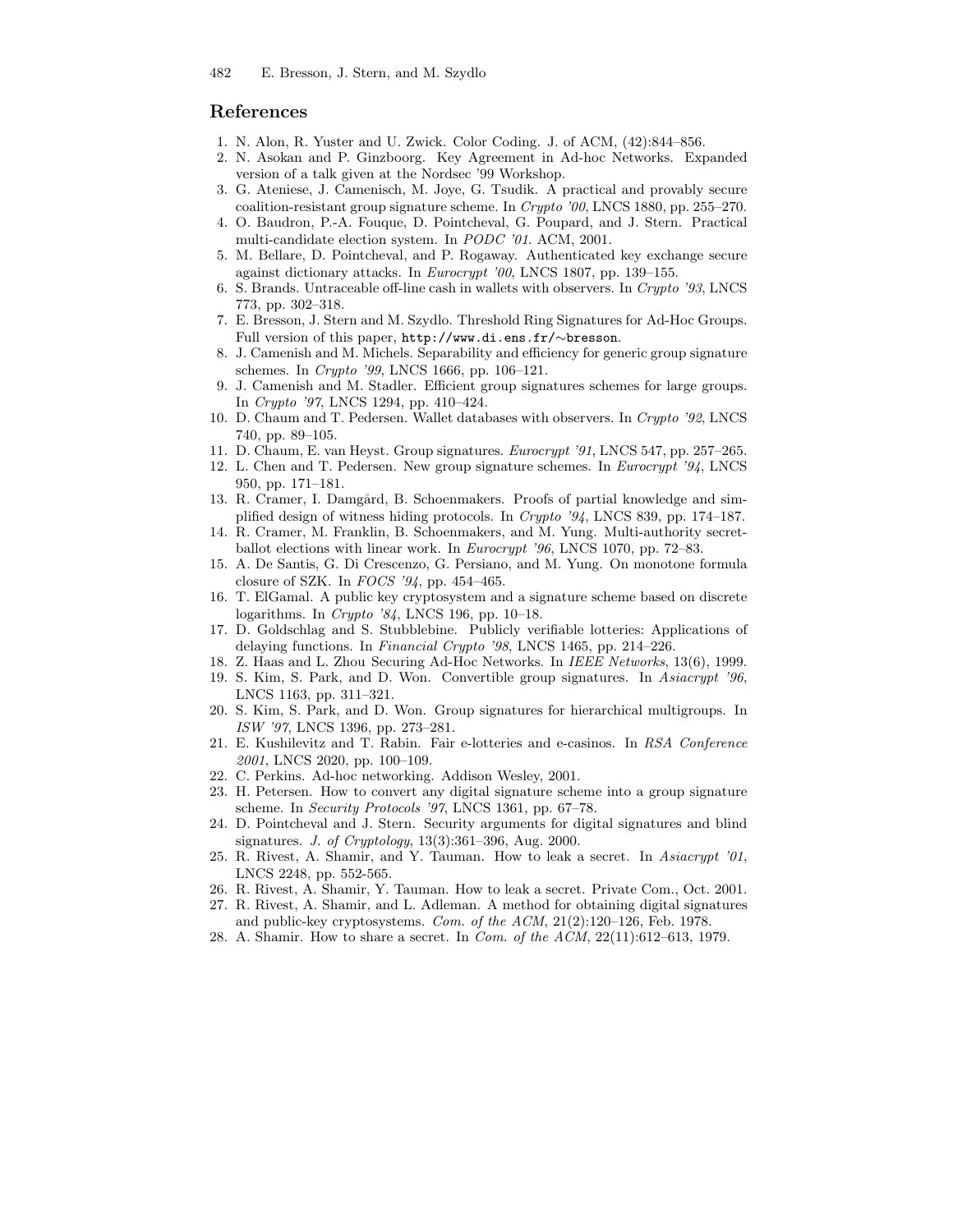## References

1. N. Alon, R. Yuster and U. Zwick. Color Coding. J. of ACM, (42):844–856.
2. N. Asokan and P. Ginzboorg. Key Agreement in Ad-hoc Networks. Expanded version of a talk given at the Nordsec '99 Workshop.
3. G. Ateniese, J. Camenisch, M. Joye, G. Tsudik. A practical and provably secure coalition-resistant group signature scheme. In *Crypto '00*, LNCS 1880, pp. 255–270.
4. O. Baudron, P.-A. Fouque, D. Pointcheval, G. Poupard, and J. Stern. Practical multi-candidate election system. In *PODC '01*. ACM, 2001.
5. M. Bellare, D. Pointcheval, and P. Rogaway. Authenticated key exchange secure against dictionary attacks. In *Eurocrypt '00*, LNCS 1807, pp. 139–155.
6. S. Brands. Untraceable off-line cash in wallets with observers. In *Crypto '93*, LNCS 773, pp. 302–318.
7. E. Bresson, J. Stern and M. Szydlo. Threshold Ring Signatures for Ad-Hoc Groups. Full version of this paper, `http://www.di.ens.fr/~bresson`.
8. J. Camenisch and M. Michels. Separability and efficiency for generic group signature schemes. In *Crypto '99*, LNCS 1666, pp. 106–121.
9. J. Camenisch and M. Stadler. Efficient group signatures schemes for large groups. In *Crypto '97*, LNCS 1294, pp. 410–424.
10. D. Chaum and T. Pedersen. Wallet databases with observers. In *Crypto '92*, LNCS 740, pp. 89–105.
11. D. Chaum, E. van Heyst. Group signatures. *Eurocrypt '91*, LNCS 547, pp. 257–265.
12. L. Chen and T. Pedersen. New group signature schemes. In *Eurocrypt '94*, LNCS 950, pp. 171–181.
13. R. Cramer, I. Damgård, B. Schoenmakers. Proofs of partial knowledge and simplified design of witness hiding protocols. In *Crypto '94*, LNCS 839, pp. 174–187.
14. R. Cramer, M. Franklin, B. Schoenmakers, and M. Yung. Multi-authority secret-ballot elections with linear work. In *Eurocrypt '96*, LNCS 1070, pp. 72–83.
15. A. De Santis, G. Di Crescenzo, G. Persiano, and M. Yung. On monotone formula closure of SZK. In *FOCS '94*, pp. 454–465.
16. T. ElGamal. A public key cryptosystem and a signature scheme based on discrete logarithms. In *Crypto '84*, LNCS 196, pp. 10–18.
17. D. Goldschlag and S. Stubblebine. Publicly verifiable lotteries: Applications of delaying functions. In *Financial Crypto '98*, LNCS 1465, pp. 214–226.
18. Z. Haas and L. Zhou Securing Ad-Hoc Networks. In *IEEE Networks*, 13(6), 1999.
19. S. Kim, S. Park, and D. Won. Convertible group signatures. In *Asiacrypt '96*, LNCS 1163, pp. 311–321.
20. S. Kim, S. Park, and D. Won. Group signatures for hierarchical multigroups. In *ISW '97*, LNCS 1396, pp. 273–281.
21. E. Kushilevitz and T. Rabin. Fair e-lotteries and e-casinos. In *RSA Conference 2001*, LNCS 2020, pp. 100–109.
22. C. Perkins. Ad-hoc networking. Addison Wesley, 2001.
23. H. Petersen. How to convert any digital signature scheme into a group signature scheme. In *Security Protocols '97*, LNCS 1361, pp. 67–78.
24. D. Pointcheval and J. Stern. Security arguments for digital signatures and blind signatures. *J. of Cryptology*, 13(3):361–396, Aug. 2000.
25. R. Rivest, A. Shamir, and Y. Tauman. How to leak a secret. In *Asiacrypt '01*, LNCS 2248, pp. 552-565.
26. R. Rivest, A. Shamir, Y. Tauman. How to leak a secret. Private Com., Oct. 2001.
27. R. Rivest, A. Shamir, and L. Adleman. A method for obtaining digital signatures and public-key cryptosystems. *Com. of the ACM*, 21(2):120–126, Feb. 1978.
28. A. Shamir. How to share a secret. In *Com. of the ACM*, 22(11):612–613, 1979.